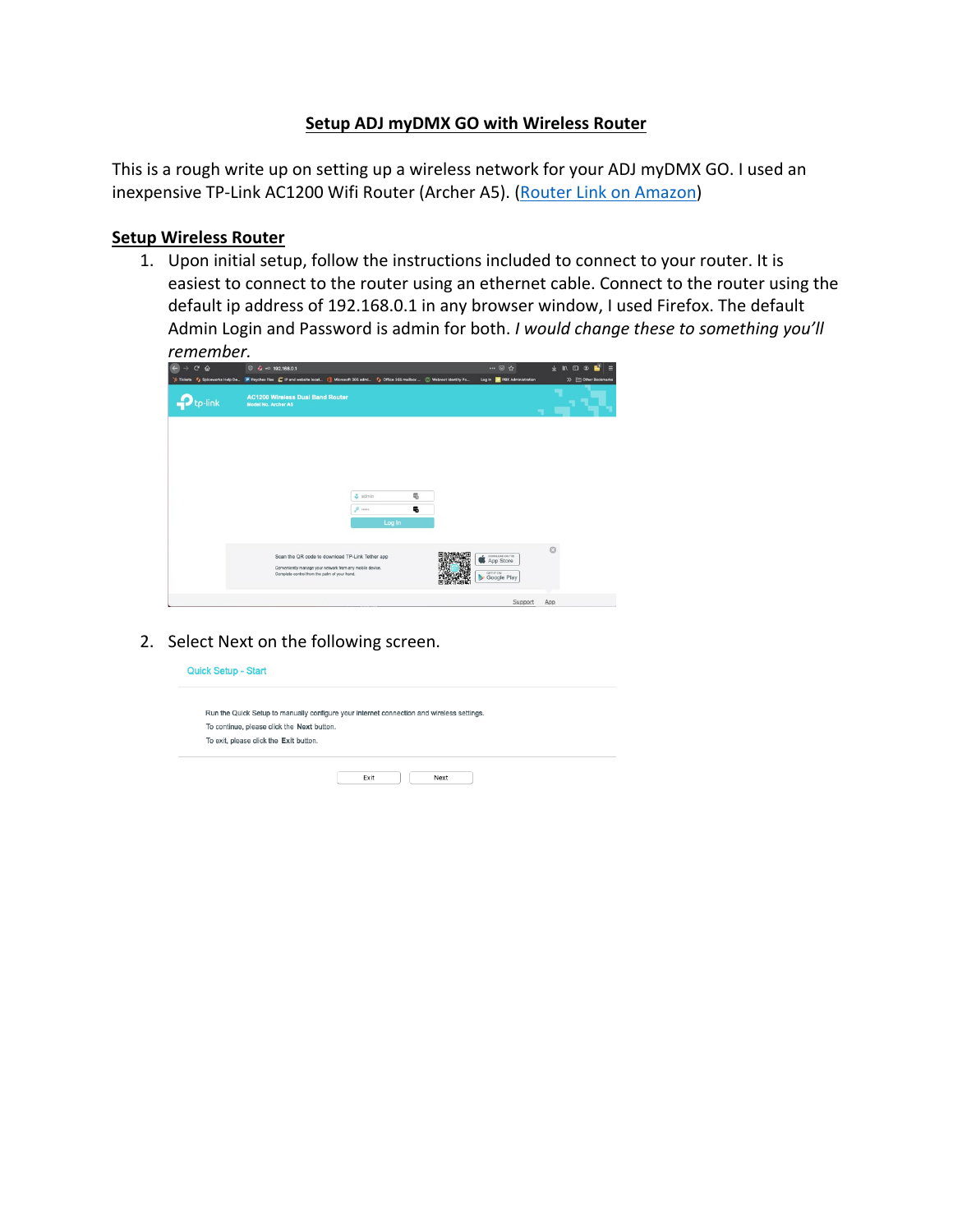# Setup ADJ myDMX GO with Wireless Router

This is a rough write up on setting up a wireless network for your ADJ myDMX GO. I used an inexpensive TP-Link AC1200 Wifi Router (Archer A5). (Router Link on Amazon)

## Setup Wireless Router

1. Upon initial setup, follow the instructions included to connect to your router. It is easiest to connect to the router using an ethernet cable. Connect to the router using the default ip address of 192.168.0.1 in any browser window, I used Firefox. The default Admin Login and Password is admin for both. *I would change these to something you'll remember.*

2. Select Next on the following screen.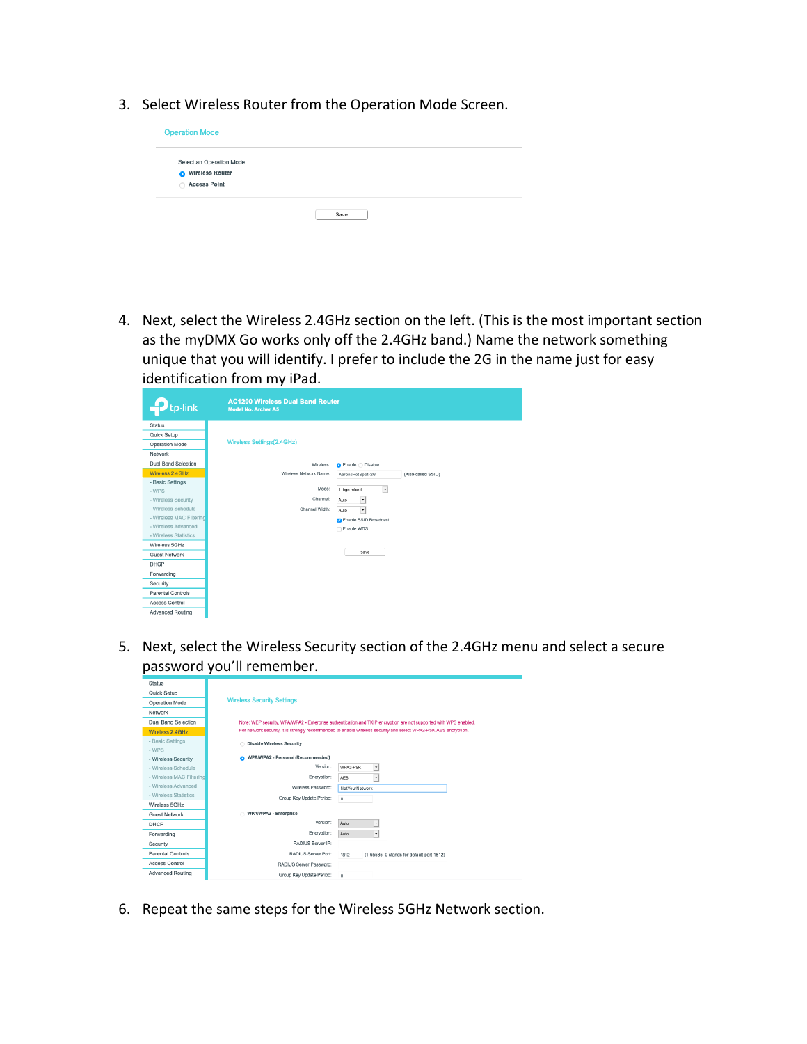3. Select Wireless Router from the Operation Mode Screen.

4. Next, select the Wireless 2.4GHz section on the left. (This is the most important section as the myDMX Go works only off the 2.4GHz band.) Name the network something unique that you will identify. I prefer to include the 2G in the name just for easy identification from my iPad.

5. Next, select the Wireless Security section of the 2.4GHz menu and select a secure password you'll remember.

6. Repeat the same steps for the Wireless 5GHz Network section.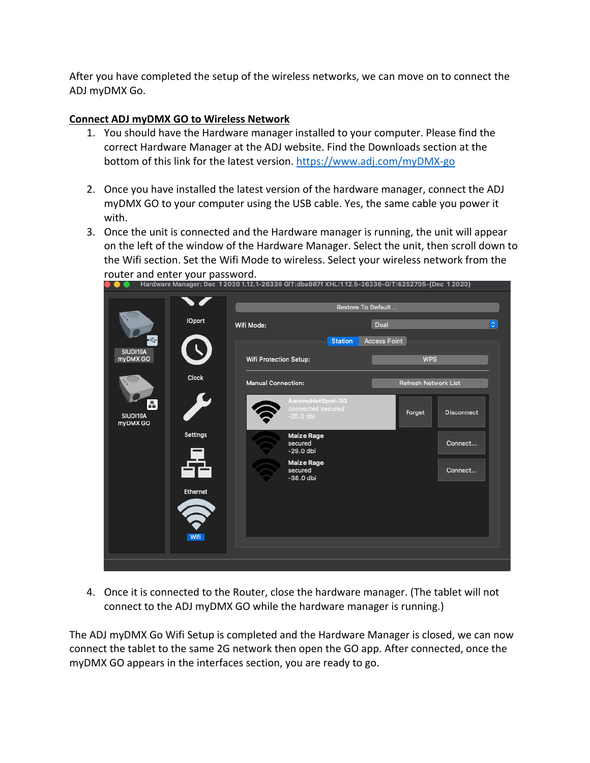After you have completed the setup of the wireless networks, we can move on to connect the ADJ myDMX Go.

**Connect ADJ myDMX GO to Wireless Network**

1. You should have the Hardware manager installed to your computer. Please find the correct Hardware Manager at the ADJ website. Find the Downloads section at the bottom of this link for the latest version. [https://www.adj.com/myDMX-go](https://www.adj.com/myDMX-go)

2. Once you have installed the latest version of the hardware manager, connect the ADJ myDMX GO to your computer using the USB cable. Yes, the same cable you power it with.
3. Once the unit is connected and the Hardware manager is running, the unit will appear on the left of the window of the Hardware Manager. Select the unit, then scroll down to the Wifi section. Set the Wifi Mode to wireless. Select your wireless network from the router and enter your password.

4. Once it is connected to the Router, close the hardware manager. (The tablet will not connect to the ADJ myDMX GO while the hardware manager is running.)

The ADJ myDMX Go Wifi Setup is completed and the Hardware Manager is closed, we can now connect the tablet to the same 2G network then open the GO app. After connected, once the myDMX GO appears in the interfaces section, you are ready to go.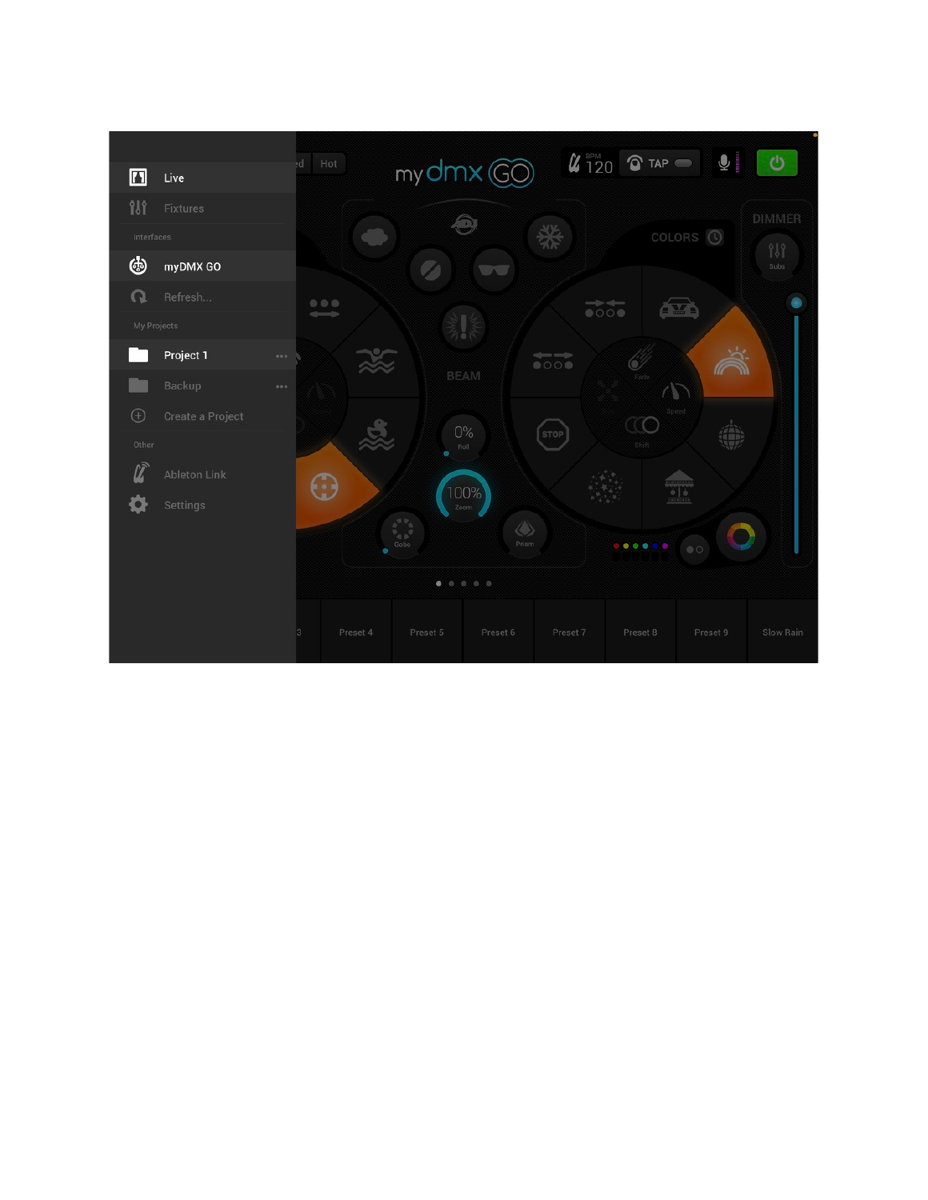Live

Fixtures

Interfaces

myDMX GO

Refresh...

My Projects

Project 1

Backup

Create a Project

Other

Ableton Link

Settings

Hot

my dmx GO

BPM 120

TAP

DIMMER

Subs

COLORS

BEAM

0% Roll

100% Zoom

Gobo

Prism

Fade

Speed

Shift

STOP

Preset 4

Preset 5

Preset 6

Preset 7

Preset 8

Preset 9

Slow Rain